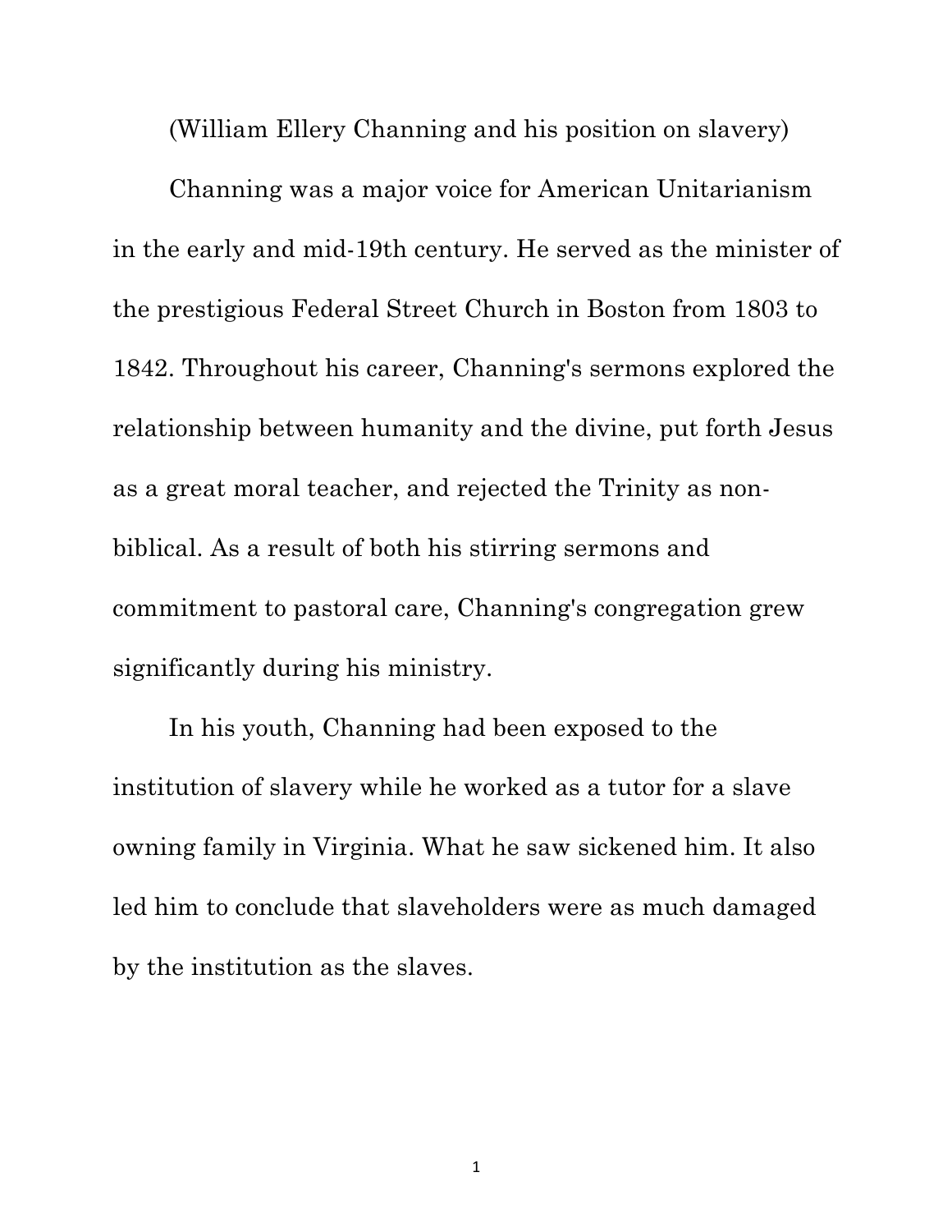(William Ellery Channing and his position on slavery)

Channing was a major voice for American Unitarianism in the early and mid-19th century. He served as the minister of the prestigious Federal Street Church in Boston from 1803 to 1842. Throughout his career, Channing's sermons explored the relationship between humanity and the divine, put forth Jesus as a great moral teacher, and rejected the Trinity as non-biblical. As a result of both his stirring sermons and commitment to pastoral care, Channing's congregation grew significantly during his ministry.

In his youth, Channing had been exposed to the institution of slavery while he worked as a tutor for a slave owning family in Virginia. What he saw sickened him. It also led him to conclude that slaveholders were as much damaged by the institution as the slaves.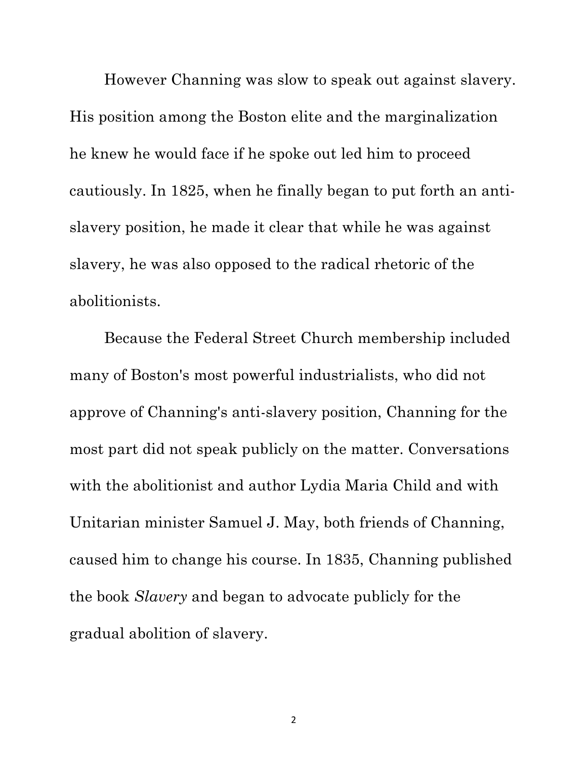However Channing was slow to speak out against slavery. His position among the Boston elite and the marginalization he knew he would face if he spoke out led him to proceed cautiously. In 1825, when he finally began to put forth an anti-slavery position, he made it clear that while he was against slavery, he was also opposed to the radical rhetoric of the abolitionists.

Because the Federal Street Church membership included many of Boston's most powerful industrialists, who did not approve of Channing's anti-slavery position, Channing for the most part did not speak publicly on the matter. Conversations with the abolitionist and author Lydia Maria Child and with Unitarian minister Samuel J. May, both friends of Channing, caused him to change his course. In 1835, Channing published the book *Slavery* and began to advocate publicly for the gradual abolition of slavery.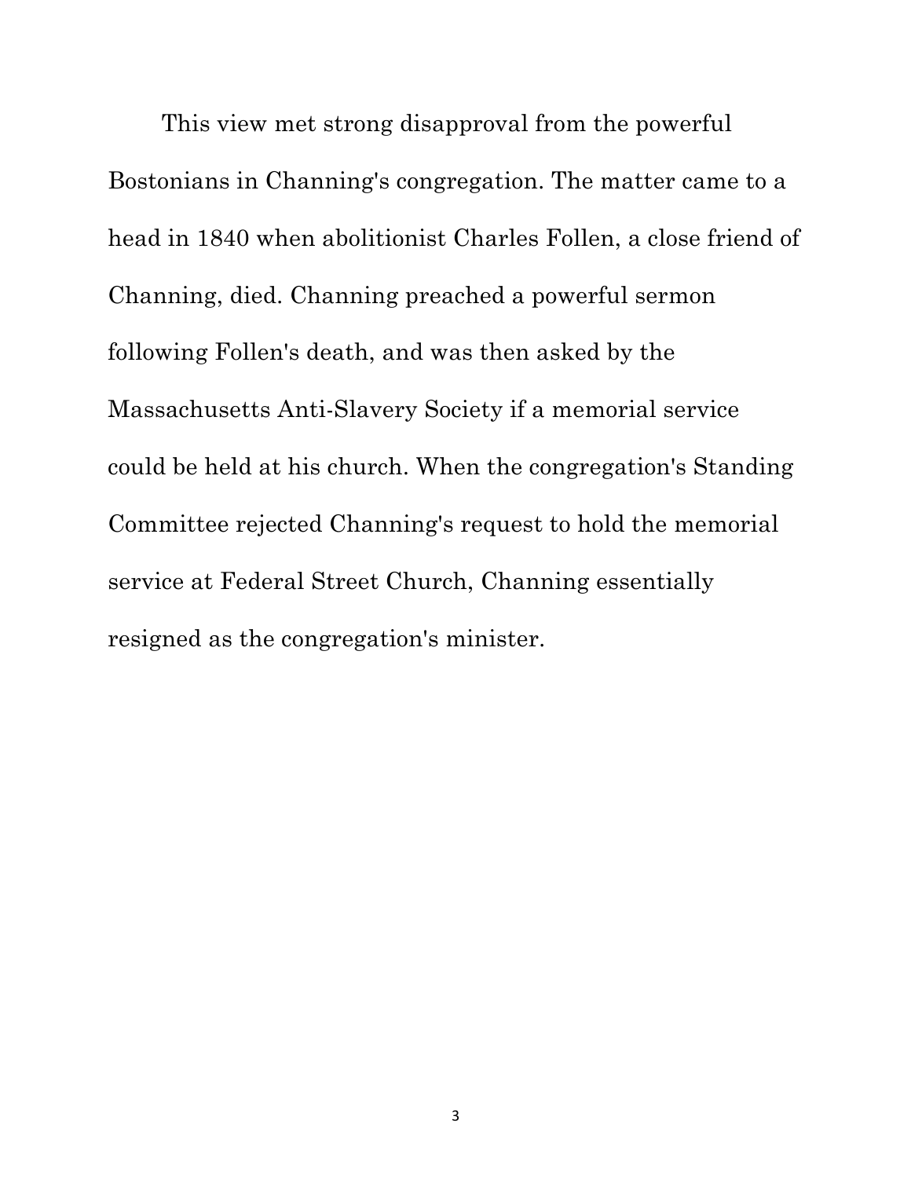This view met strong disapproval from the powerful Bostonians in Channing's congregation. The matter came to a head in 1840 when abolitionist Charles Follen, a close friend of Channing, died. Channing preached a powerful sermon following Follen's death, and was then asked by the Massachusetts Anti-Slavery Society if a memorial service could be held at his church. When the congregation's Standing Committee rejected Channing's request to hold the memorial service at Federal Street Church, Channing essentially resigned as the congregation's minister.